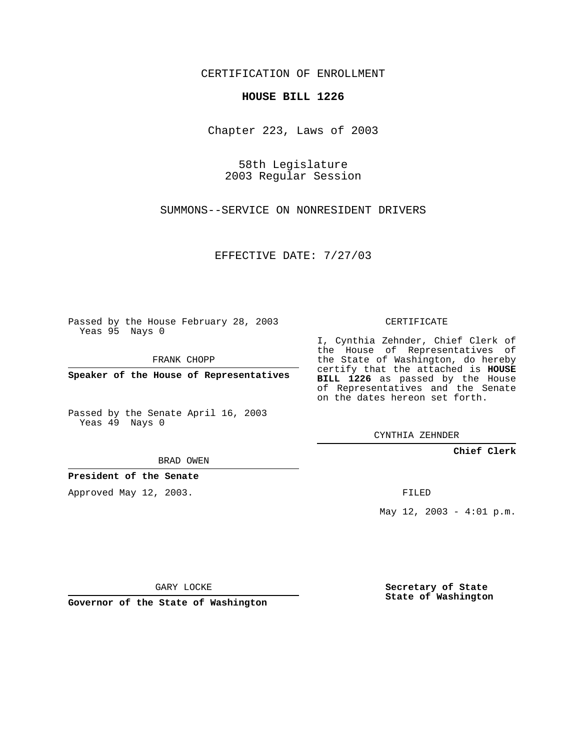CERTIFICATION OF ENROLLMENT

**HOUSE BILL 1226**

Chapter 223, Laws of 2003

58th Legislature
2003 Regular Session

SUMMONS--SERVICE ON NONRESIDENT DRIVERS

EFFECTIVE DATE: 7/27/03

Passed by the House February 28, 2003
Yeas 95 Nays 0

FRANK CHOPP

**Speaker of the House of Representatives**

Passed by the Senate April 16, 2003
Yeas 49 Nays 0

BRAD OWEN

**President of the Senate**

Approved May 12, 2003.

GARY LOCKE

**Governor of the State of Washington**

CERTIFICATE

I, Cynthia Zehnder, Chief Clerk of the House of Representatives of the State of Washington, do hereby certify that the attached is **HOUSE BILL 1226** as passed by the House of Representatives and the Senate on the dates hereon set forth.

CYNTHIA ZEHNDER

**Chief Clerk**

FILED

May 12, 2003 - 4:01 p.m.

**Secretary of State**
**State of Washington**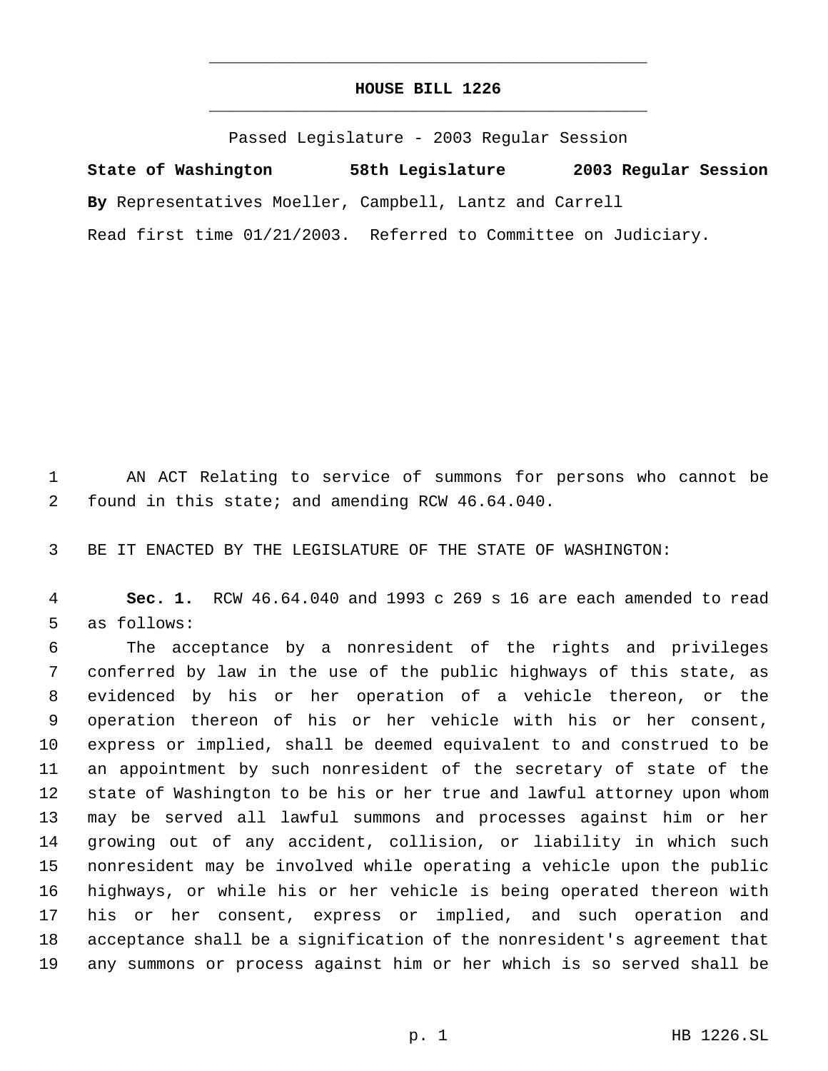**HOUSE BILL 1226**

Passed Legislature - 2003 Regular Session

**State of Washington 58th Legislature 2003 Regular Session**

**By** Representatives Moeller, Campbell, Lantz and Carrell

Read first time 01/21/2003. Referred to Committee on Judiciary.

AN ACT Relating to service of summons for persons who cannot be found in this state; and amending RCW 46.64.040.

BE IT ENACTED BY THE LEGISLATURE OF THE STATE OF WASHINGTON:

**Sec. 1.** RCW 46.64.040 and 1993 c 269 s 16 are each amended to read as follows:

The acceptance by a nonresident of the rights and privileges conferred by law in the use of the public highways of this state, as evidenced by his or her operation of a vehicle thereon, or the operation thereon of his or her vehicle with his or her consent, express or implied, shall be deemed equivalent to and construed to be an appointment by such nonresident of the secretary of state of the state of Washington to be his or her true and lawful attorney upon whom may be served all lawful summons and processes against him or her growing out of any accident, collision, or liability in which such nonresident may be involved while operating a vehicle upon the public highways, or while his or her vehicle is being operated thereon with his or her consent, express or implied, and such operation and acceptance shall be a signification of the nonresident's agreement that any summons or process against him or her which is so served shall be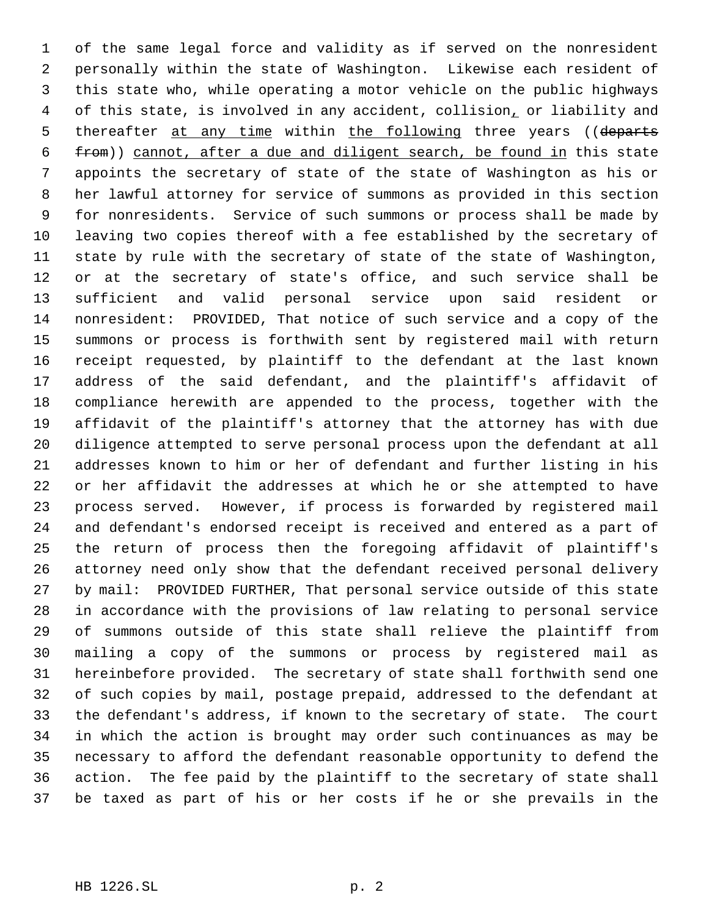of the same legal force and validity as if served on the nonresident personally within the state of Washington. Likewise each resident of this state who, while operating a motor vehicle on the public highways of this state, is involved in any accident, collision, or liability and thereafter at any time within the following three years ((~~departs from~~)) cannot, after a due and diligent search, be found in this state appoints the secretary of state of the state of Washington as his or her lawful attorney for service of summons as provided in this section for nonresidents. Service of such summons or process shall be made by leaving two copies thereof with a fee established by the secretary of state by rule with the secretary of state of the state of Washington, or at the secretary of state's office, and such service shall be sufficient and valid personal service upon said resident or nonresident: PROVIDED, That notice of such service and a copy of the summons or process is forthwith sent by registered mail with return receipt requested, by plaintiff to the defendant at the last known address of the said defendant, and the plaintiff's affidavit of compliance herewith are appended to the process, together with the affidavit of the plaintiff's attorney that the attorney has with due diligence attempted to serve personal process upon the defendant at all addresses known to him or her of defendant and further listing in his or her affidavit the addresses at which he or she attempted to have process served. However, if process is forwarded by registered mail and defendant's endorsed receipt is received and entered as a part of the return of process then the foregoing affidavit of plaintiff's attorney need only show that the defendant received personal delivery by mail: PROVIDED FURTHER, That personal service outside of this state in accordance with the provisions of law relating to personal service of summons outside of this state shall relieve the plaintiff from mailing a copy of the summons or process by registered mail as hereinbefore provided. The secretary of state shall forthwith send one of such copies by mail, postage prepaid, addressed to the defendant at the defendant's address, if known to the secretary of state. The court in which the action is brought may order such continuances as may be necessary to afford the defendant reasonable opportunity to defend the action. The fee paid by the plaintiff to the secretary of state shall be taxed as part of his or her costs if he or she prevails in the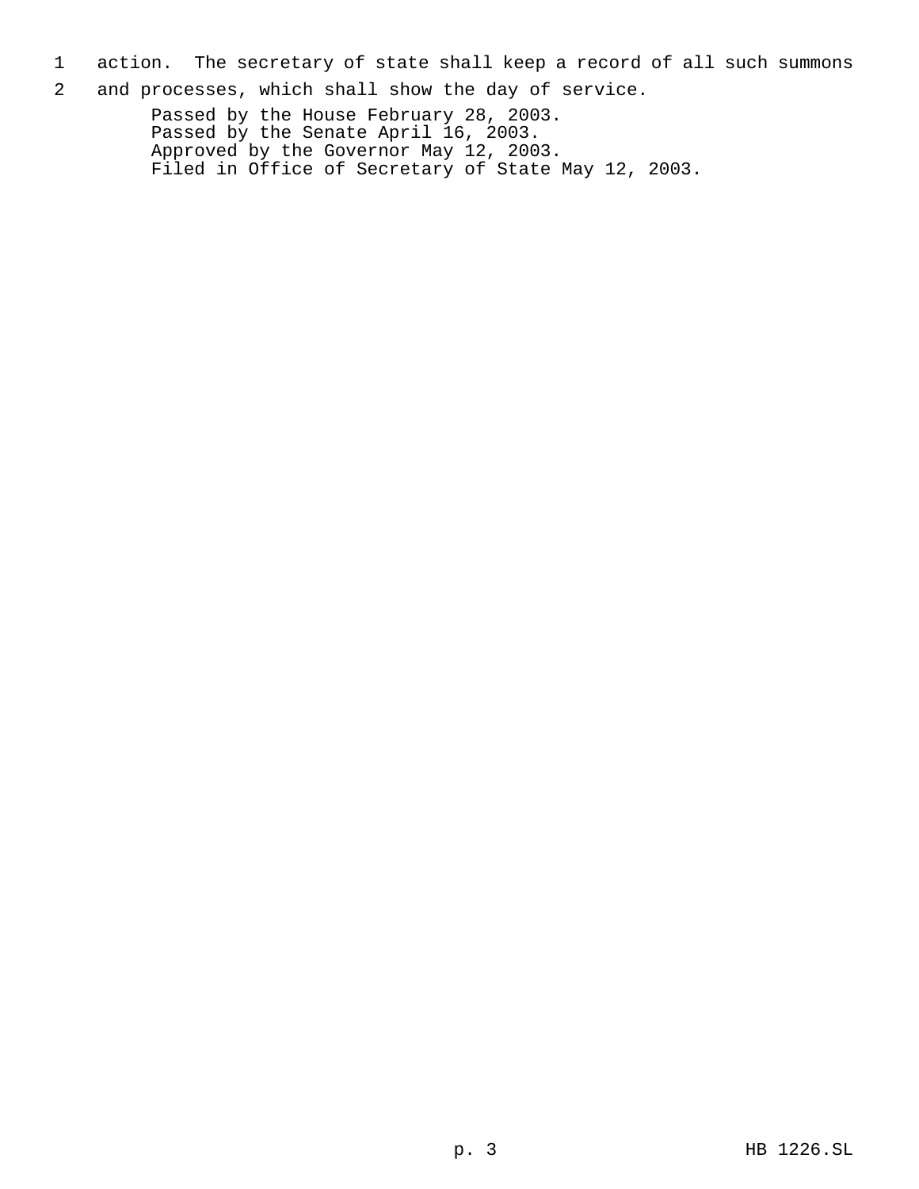action. The secretary of state shall keep a record of all such summons and processes, which shall show the day of service.

Passed by the House February 28, 2003.
Passed by the Senate April 16, 2003.
Approved by the Governor May 12, 2003.
Filed in Office of Secretary of State May 12, 2003.